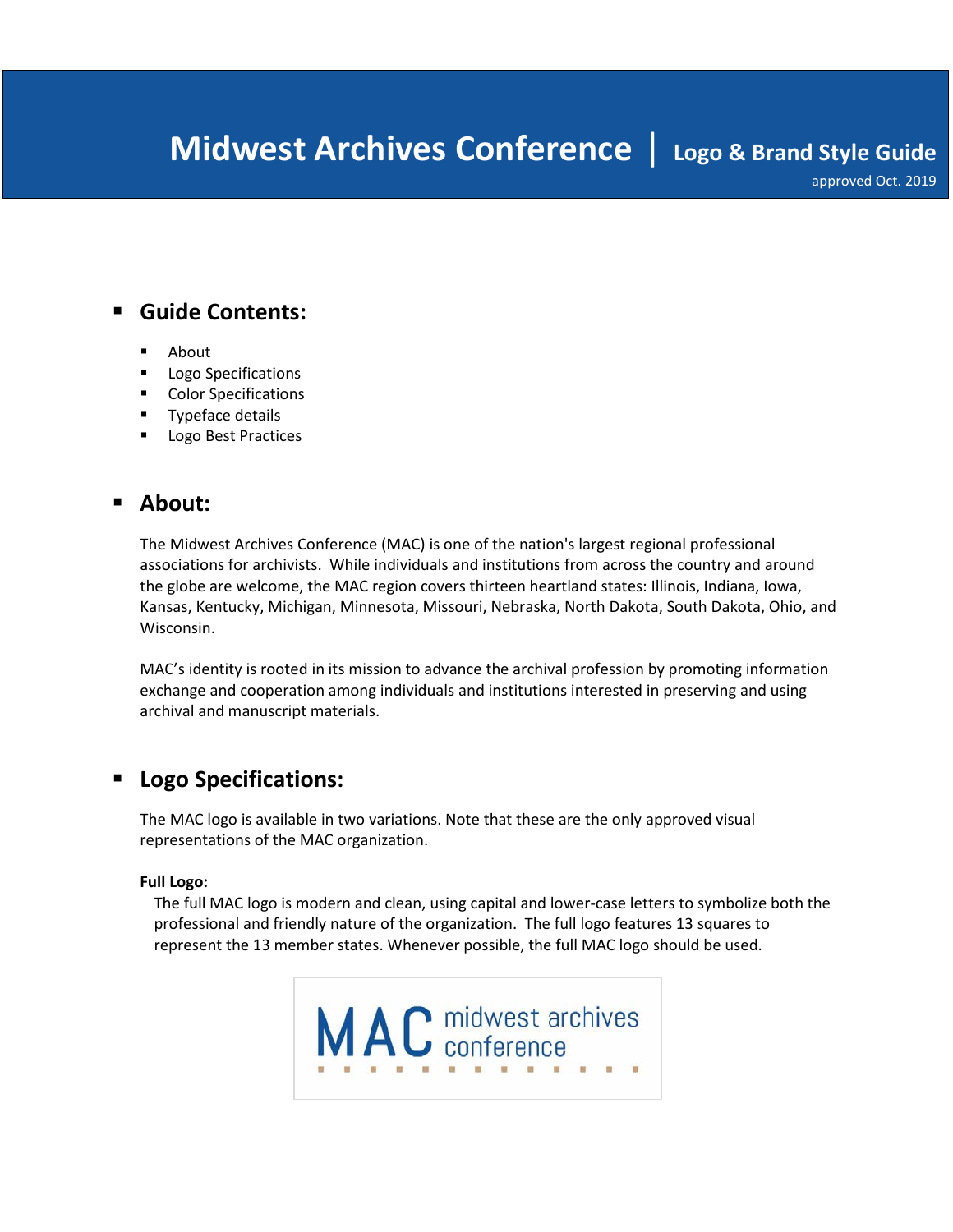# Midwest Archives Conference | Logo & Brand Style Guide

approved Oct. 2019

## Guide Contents:

- About
- Logo Specifications
- Color Specifications
- Typeface details
- Logo Best Practices

## About:

The Midwest Archives Conference (MAC) is one of the nation's largest regional professional associations for archivists. While individuals and institutions from across the country and around the globe are welcome, the MAC region covers thirteen heartland states: Illinois, Indiana, Iowa, Kansas, Kentucky, Michigan, Minnesota, Missouri, Nebraska, North Dakota, South Dakota, Ohio, and Wisconsin.

MAC's identity is rooted in its mission to advance the archival profession by promoting information exchange and cooperation among individuals and institutions interested in preserving and using archival and manuscript materials.

## Logo Specifications:

The MAC logo is available in two variations. Note that these are the only approved visual representations of the MAC organization.

**Full Logo:**

The full MAC logo is modern and clean, using capital and lower-case letters to symbolize both the professional and friendly nature of the organization. The full logo features 13 squares to represent the 13 member states. Whenever possible, the full MAC logo should be used.

MAC midwest archives conference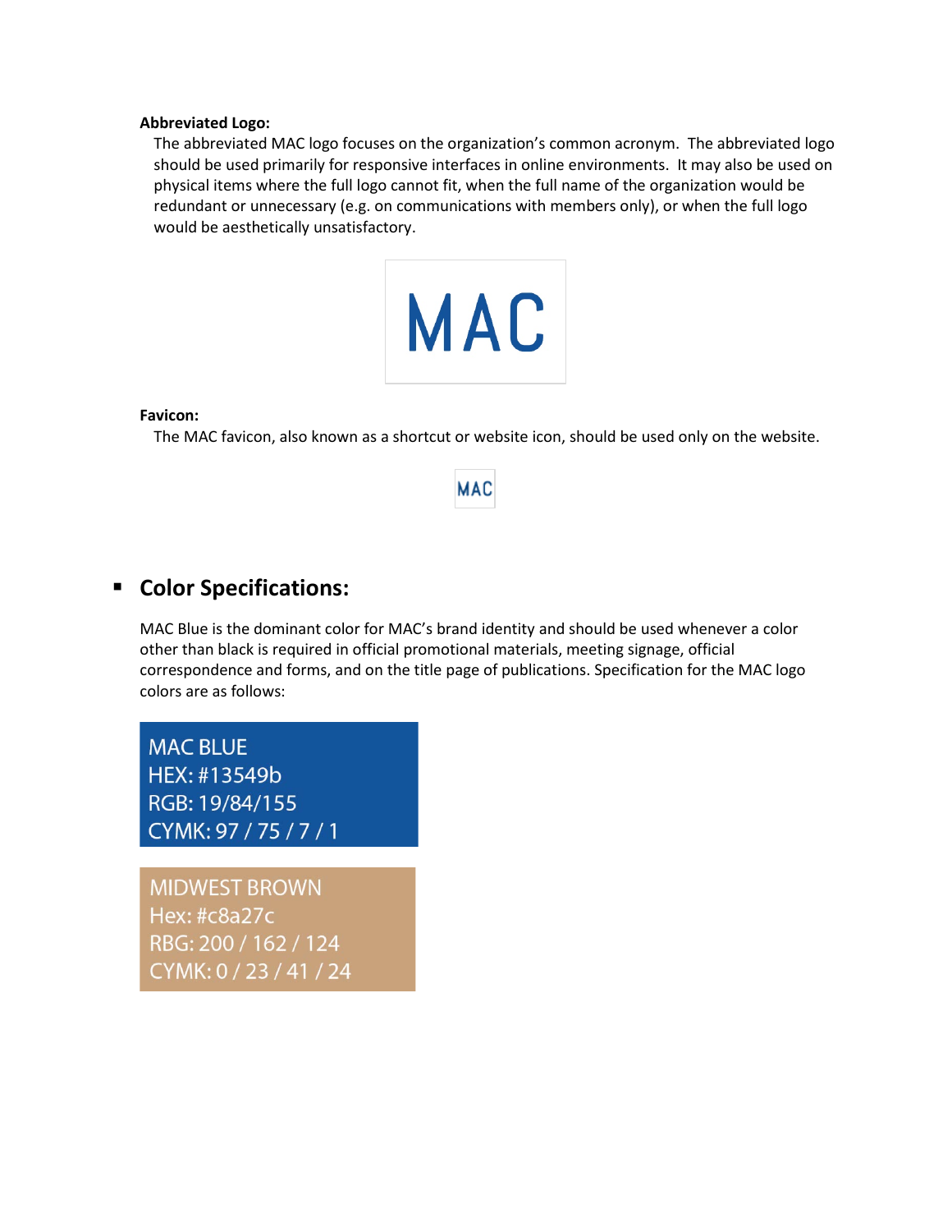**Abbreviated Logo:**

The abbreviated MAC logo focuses on the organization's common acronym. The abbreviated logo should be used primarily for responsive interfaces in online environments. It may also be used on physical items where the full logo cannot fit, when the full name of the organization would be redundant or unnecessary (e.g. on communications with members only), or when the full logo would be aesthetically unsatisfactory.

MAC

**Favicon:**

The MAC favicon, also known as a shortcut or website icon, should be used only on the website.

MAC

## Color Specifications:

MAC Blue is the dominant color for MAC's brand identity and should be used whenever a color other than black is required in official promotional materials, meeting signage, official correspondence and forms, and on the title page of publications. Specification for the MAC logo colors are as follows:

MAC BLUE
HEX: #13549b
RGB: 19/84/155
CYMK: 97 / 75 / 7 / 1

MIDWEST BROWN
Hex: #c8a27c
RBG: 200 / 162 / 124
CYMK: 0 / 23 / 41 / 24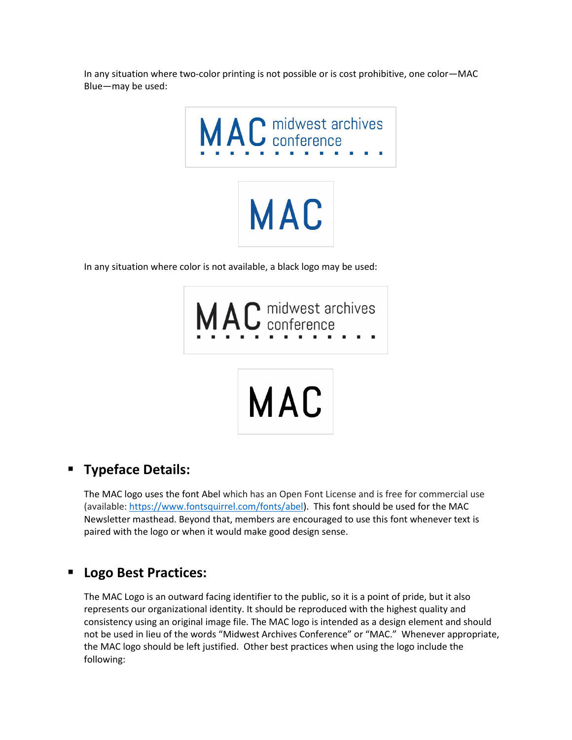In any situation where two-color printing is not possible or is cost prohibitive, one color—MAC Blue—may be used:

In any situation where color is not available, a black logo may be used:

## Typeface Details:

The MAC logo uses the font Abel which has an Open Font License and is free for commercial use (available: [https://www.fontsquirrel.com/fonts/abel](https://www.fontsquirrel.com/fonts/abel)). This font should be used for the MAC Newsletter masthead. Beyond that, members are encouraged to use this font whenever text is paired with the logo or when it would make good design sense.

## Logo Best Practices:

The MAC Logo is an outward facing identifier to the public, so it is a point of pride, but it also represents our organizational identity. It should be reproduced with the highest quality and consistency using an original image file. The MAC logo is intended as a design element and should not be used in lieu of the words "Midwest Archives Conference" or "MAC." Whenever appropriate, the MAC logo should be left justified. Other best practices when using the logo include the following: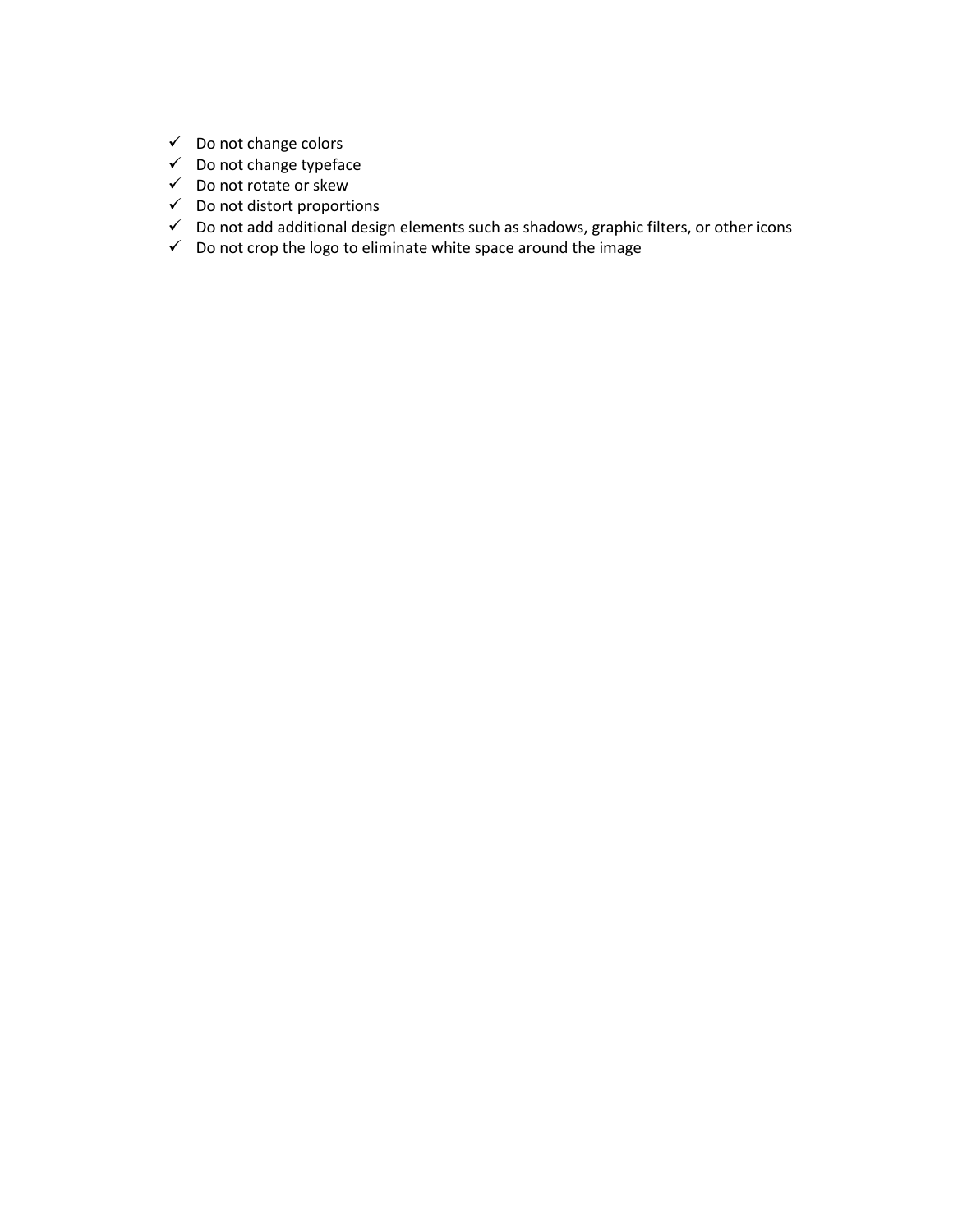- ✓ Do not change colors
- ✓ Do not change typeface
- ✓ Do not rotate or skew
- ✓ Do not distort proportions
- ✓ Do not add additional design elements such as shadows, graphic filters, or other icons
- ✓ Do not crop the logo to eliminate white space around the image